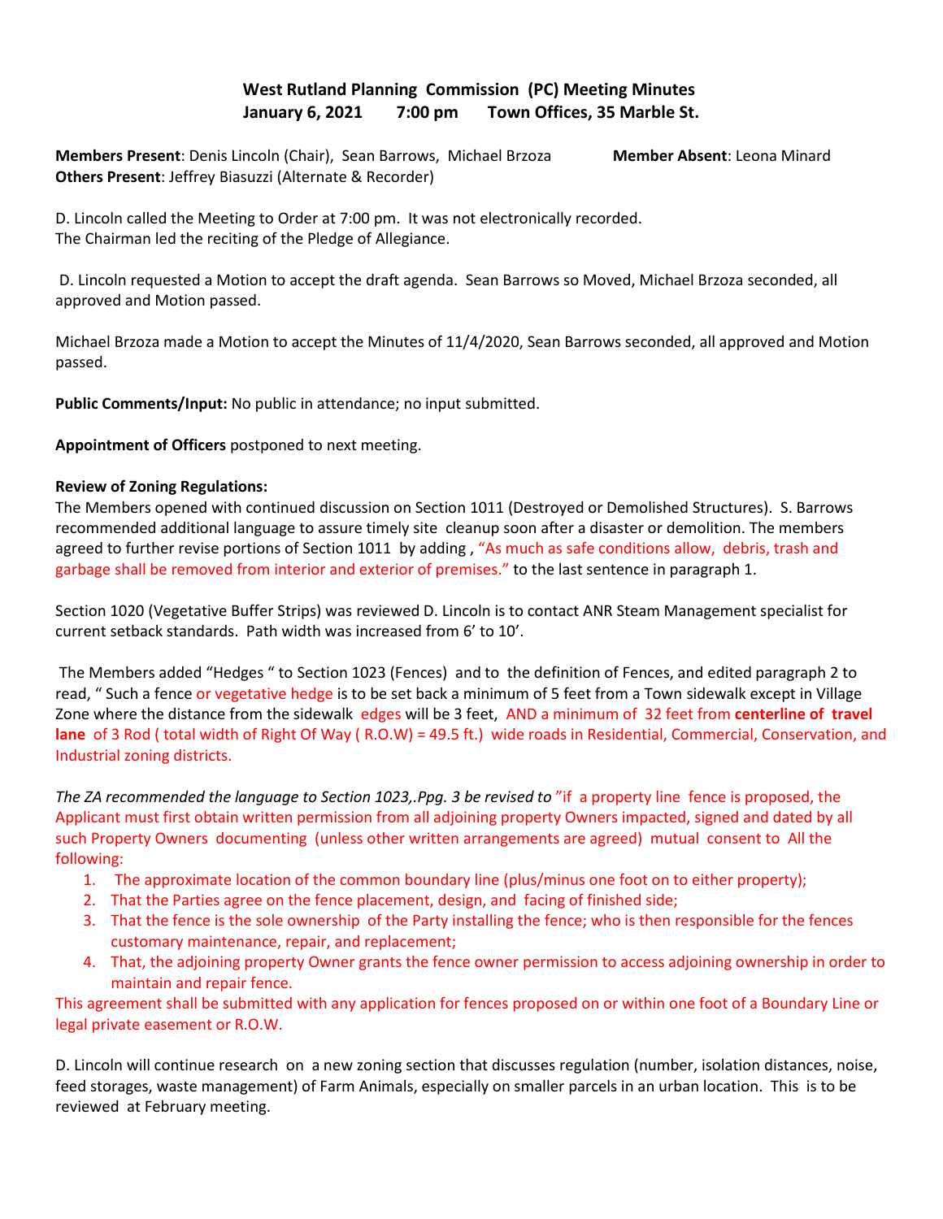## West Rutland Planning Commission (PC) Meeting Minutes
## January 6, 2021 7:00 pm Town Offices, 35 Marble St.

**Members Present**: Denis Lincoln (Chair), Sean Barrows, Michael Brzoza **Member Absent**: Leona Minard
**Others Present**: Jeffrey Biasuzzi (Alternate & Recorder)

D. Lincoln called the Meeting to Order at 7:00 pm. It was not electronically recorded.
The Chairman led the reciting of the Pledge of Allegiance.

D. Lincoln requested a Motion to accept the draft agenda. Sean Barrows so Moved, Michael Brzoza seconded, all approved and Motion passed.

Michael Brzoza made a Motion to accept the Minutes of 11/4/2020, Sean Barrows seconded, all approved and Motion passed.

**Public Comments/Input:** No public in attendance; no input submitted.

**Appointment of Officers** postponed to next meeting.

**Review of Zoning Regulations:**
The Members opened with continued discussion on Section 1011 (Destroyed or Demolished Structures). S. Barrows recommended additional language to assure timely site cleanup soon after a disaster or demolition. The members agreed to further revise portions of Section 1011 by adding , "As much as safe conditions allow, debris, trash and garbage shall be removed from interior and exterior of premises." to the last sentence in paragraph 1.

Section 1020 (Vegetative Buffer Strips) was reviewed D. Lincoln is to contact ANR Steam Management specialist for current setback standards. Path width was increased from 6' to 10'.

The Members added "Hedges " to Section 1023 (Fences) and to the definition of Fences, and edited paragraph 2 to read, " Such a fence or vegetative hedge is to be set back a minimum of 5 feet from a Town sidewalk except in Village Zone where the distance from the sidewalk edges will be 3 feet, AND a minimum of 32 feet from **centerline of travel lane** of 3 Rod ( total width of Right Of Way ( R.O.W) = 49.5 ft.) wide roads in Residential, Commercial, Conservation, and Industrial zoning districts.

*The ZA recommended the language to Section 1023,.Ppg. 3 be revised to* "if a property line fence is proposed, the Applicant must first obtain written permission from all adjoining property Owners impacted, signed and dated by all such Property Owners documenting (unless other written arrangements are agreed) mutual consent to All the following:

1. The approximate location of the common boundary line (plus/minus one foot on to either property);
2. That the Parties agree on the fence placement, design, and facing of finished side;
3. That the fence is the sole ownership of the Party installing the fence; who is then responsible for the fences customary maintenance, repair, and replacement;
4. That, the adjoining property Owner grants the fence owner permission to access adjoining ownership in order to maintain and repair fence.

This agreement shall be submitted with any application for fences proposed on or within one foot of a Boundary Line or legal private easement or R.O.W.

D. Lincoln will continue research on a new zoning section that discusses regulation (number, isolation distances, noise, feed storages, waste management) of Farm Animals, especially on smaller parcels in an urban location. This is to be reviewed at February meeting.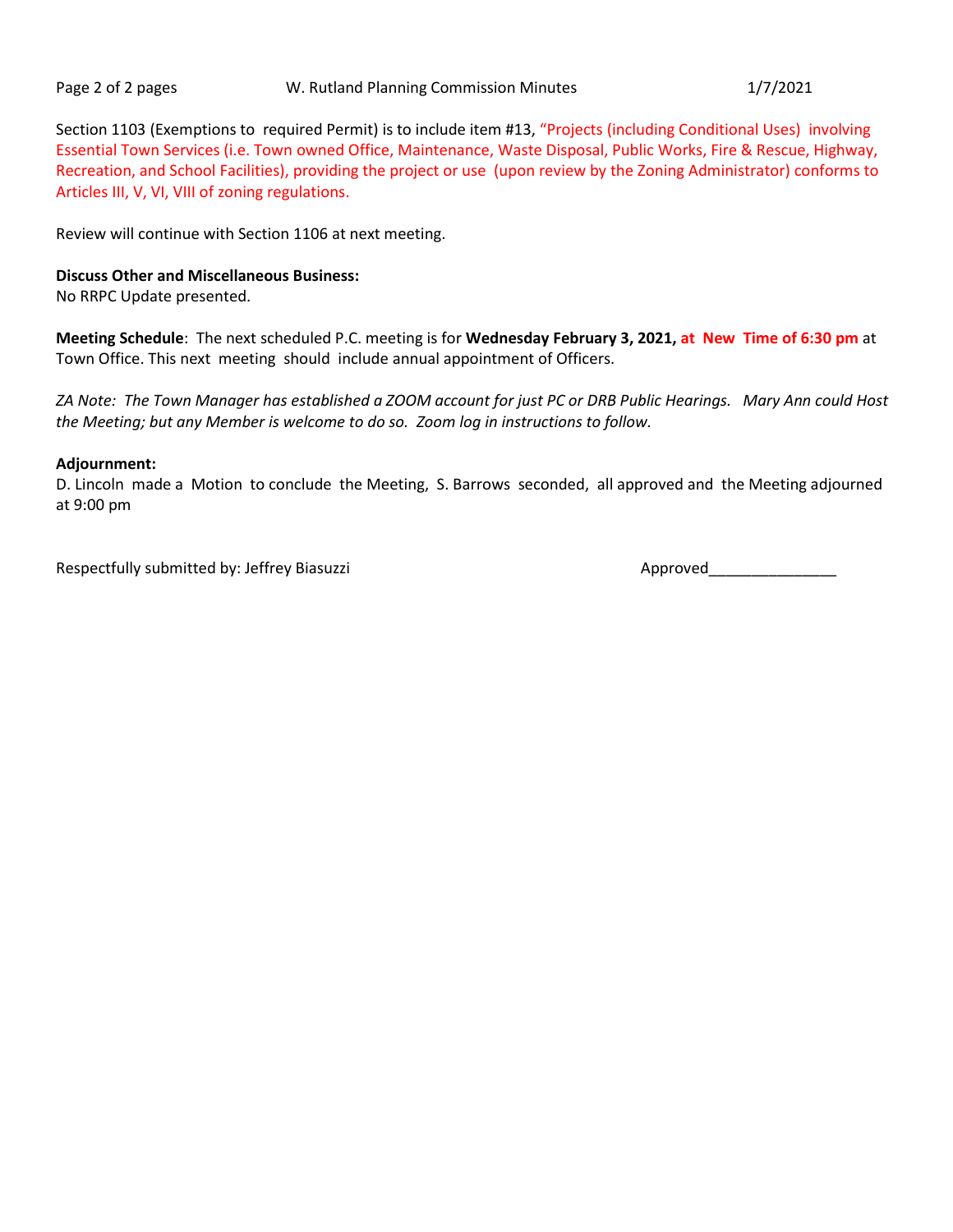Section 1103 (Exemptions to required Permit) is to include item #13, "Projects (including Conditional Uses) involving Essential Town Services (i.e. Town owned Office, Maintenance, Waste Disposal, Public Works, Fire & Rescue, Highway, Recreation, and School Facilities), providing the project or use (upon review by the Zoning Administrator) conforms to Articles III, V, VI, VIII of zoning regulations.

Review will continue with Section 1106 at next meeting.

**Discuss Other and Miscellaneous Business:**
No RRPC Update presented.

**Meeting Schedule**: The next scheduled P.C. meeting is for **Wednesday February 3, 2021, at New Time of 6:30 pm** at Town Office. This next meeting should include annual appointment of Officers.

*ZA Note: The Town Manager has established a ZOOM account for just PC or DRB Public Hearings. Mary Ann could Host the Meeting; but any Member is welcome to do so. Zoom log in instructions to follow.*

**Adjournment:**
D. Lincoln made a Motion to conclude the Meeting, S. Barrows seconded, all approved and the Meeting adjourned at 9:00 pm

Respectfully submitted by: Jeffrey Biasuzzi

Approved_______________